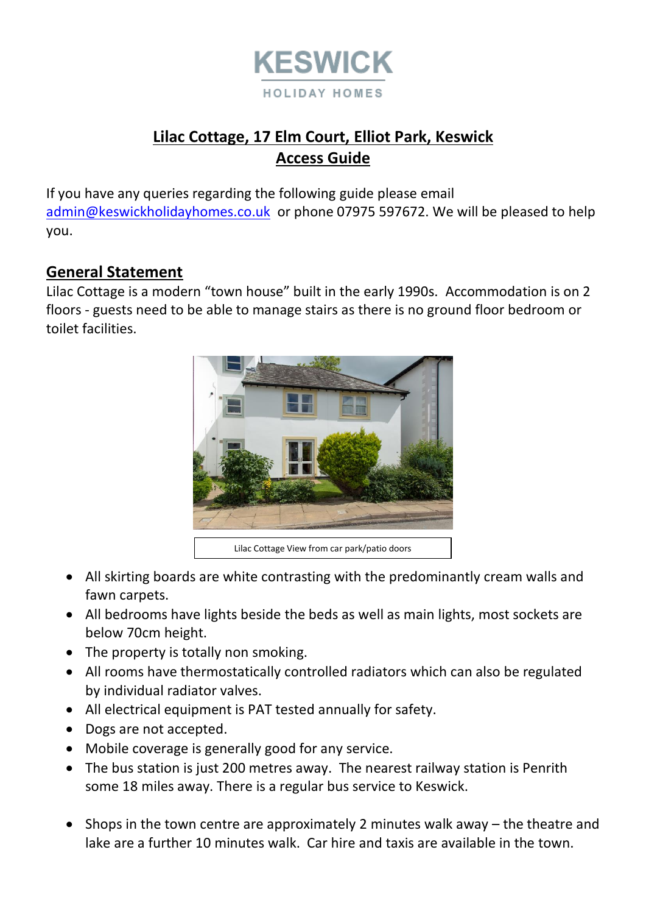KESWICK

HOLIDAY HOMES

# Lilac Cottage, 17 Elm Court, Elliot Park, Keswick
# Access Guide

If you have any queries regarding the following guide please email admin@keswickholidayhomes.co.uk or phone 07975 597672. We will be pleased to help you.

## General Statement

Lilac Cottage is a modern "town house" built in the early 1990s. Accommodation is on 2 floors - guests need to be able to manage stairs as there is no ground floor bedroom or toilet facilities.

Lilac Cottage View from car park/patio doors

- All skirting boards are white contrasting with the predominantly cream walls and fawn carpets.
- All bedrooms have lights beside the beds as well as main lights, most sockets are below 70cm height.
- The property is totally non smoking.
- All rooms have thermostatically controlled radiators which can also be regulated by individual radiator valves.
- All electrical equipment is PAT tested annually for safety.
- Dogs are not accepted.
- Mobile coverage is generally good for any service.
- The bus station is just 200 metres away. The nearest railway station is Penrith some 18 miles away. There is a regular bus service to Keswick.
- Shops in the town centre are approximately 2 minutes walk away – the theatre and lake are a further 10 minutes walk. Car hire and taxis are available in the town.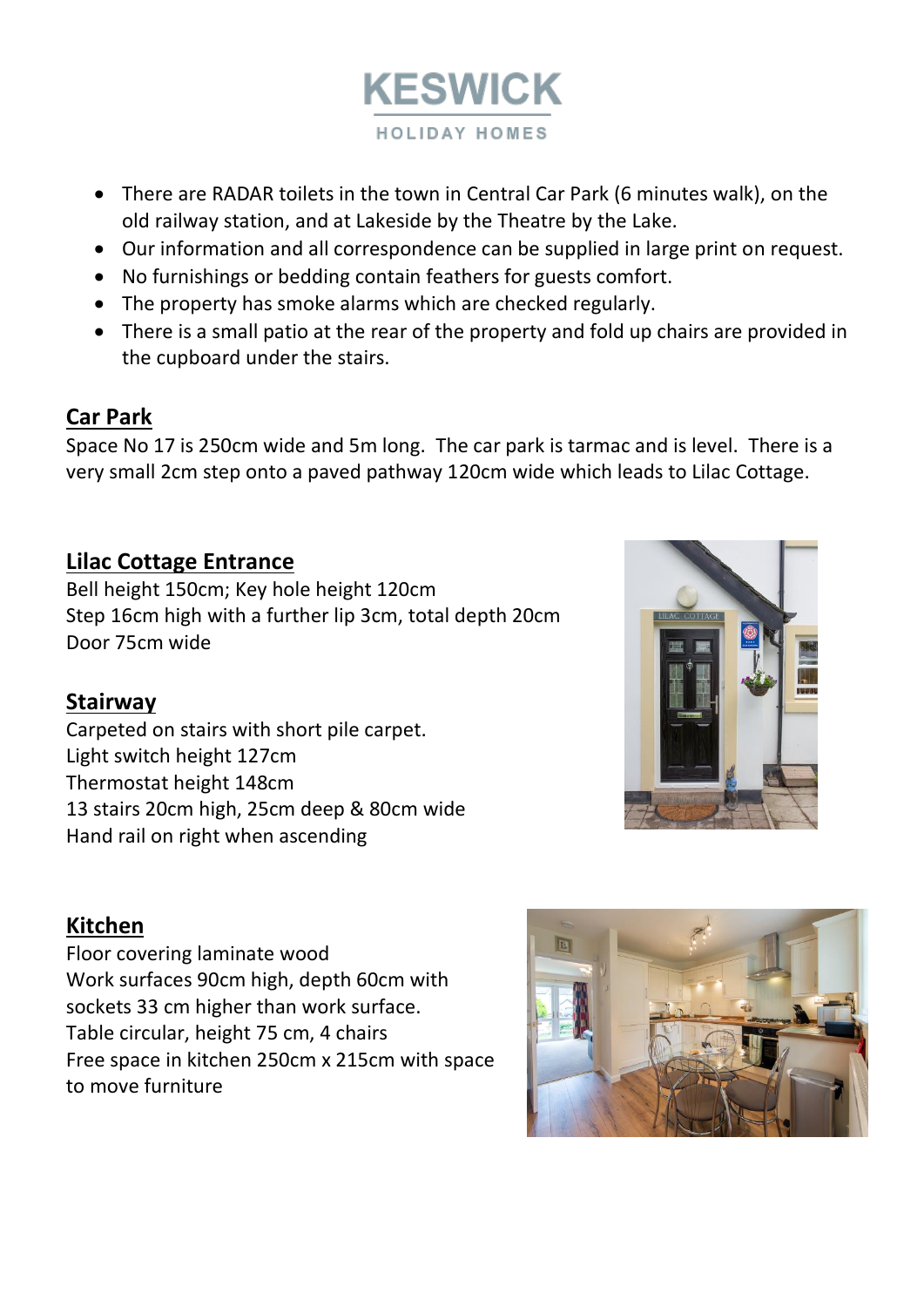# KESWICK

HOLIDAY HOMES

- There are RADAR toilets in the town in Central Car Park (6 minutes walk), on the old railway station, and at Lakeside by the Theatre by the Lake.
- Our information and all correspondence can be supplied in large print on request.
- No furnishings or bedding contain feathers for guests comfort.
- The property has smoke alarms which are checked regularly.
- There is a small patio at the rear of the property and fold up chairs are provided in the cupboard under the stairs.

## Car Park

Space No 17 is 250cm wide and 5m long. The car park is tarmac and is level. There is a very small 2cm step onto a paved pathway 120cm wide which leads to Lilac Cottage.

## Lilac Cottage Entrance

Bell height 150cm; Key hole height 120cm
Step 16cm high with a further lip 3cm, total depth 20cm
Door 75cm wide

## Stairway

Carpeted on stairs with short pile carpet.
Light switch height 127cm
Thermostat height 148cm
13 stairs 20cm high, 25cm deep & 80cm wide
Hand rail on right when ascending

## Kitchen

Floor covering laminate wood
Work surfaces 90cm high, depth 60cm with sockets 33 cm higher than work surface.
Table circular, height 75 cm, 4 chairs
Free space in kitchen 250cm x 215cm with space to move furniture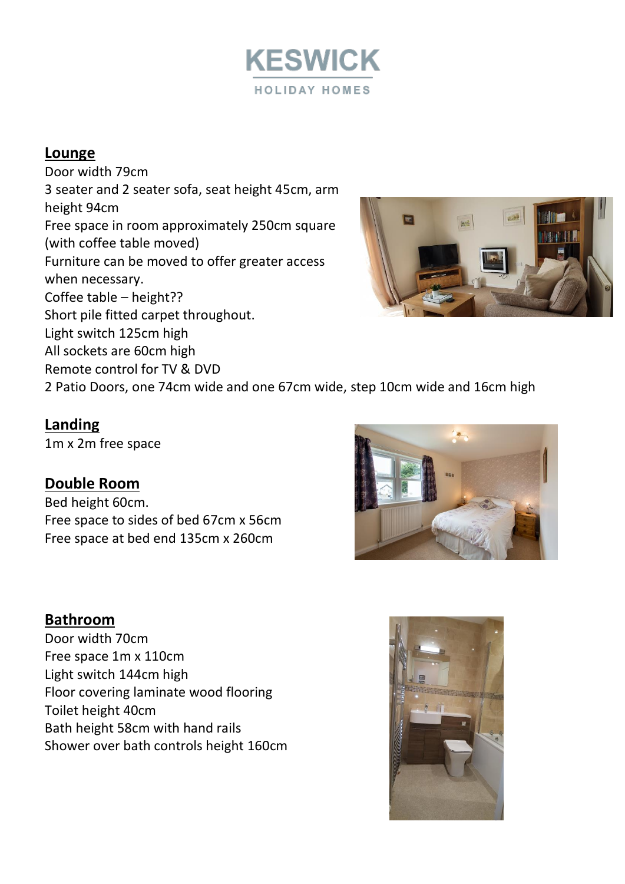# KESWICK

HOLIDAY HOMES

## Lounge

Door width 79cm
3 seater and 2 seater sofa, seat height 45cm, arm height 94cm
Free space in room approximately 250cm square (with coffee table moved)
Furniture can be moved to offer greater access when necessary.
Coffee table – height??
Short pile fitted carpet throughout.
Light switch 125cm high
All sockets are 60cm high
Remote control for TV & DVD
2 Patio Doors, one 74cm wide and one 67cm wide, step 10cm wide and 16cm high

## Landing

1m x 2m free space

## Double Room

Bed height 60cm.
Free space to sides of bed 67cm x 56cm
Free space at bed end 135cm x 260cm

## Bathroom

Door width 70cm
Free space 1m x 110cm
Light switch 144cm high
Floor covering laminate wood flooring
Toilet height 40cm
Bath height 58cm with hand rails
Shower over bath controls height 160cm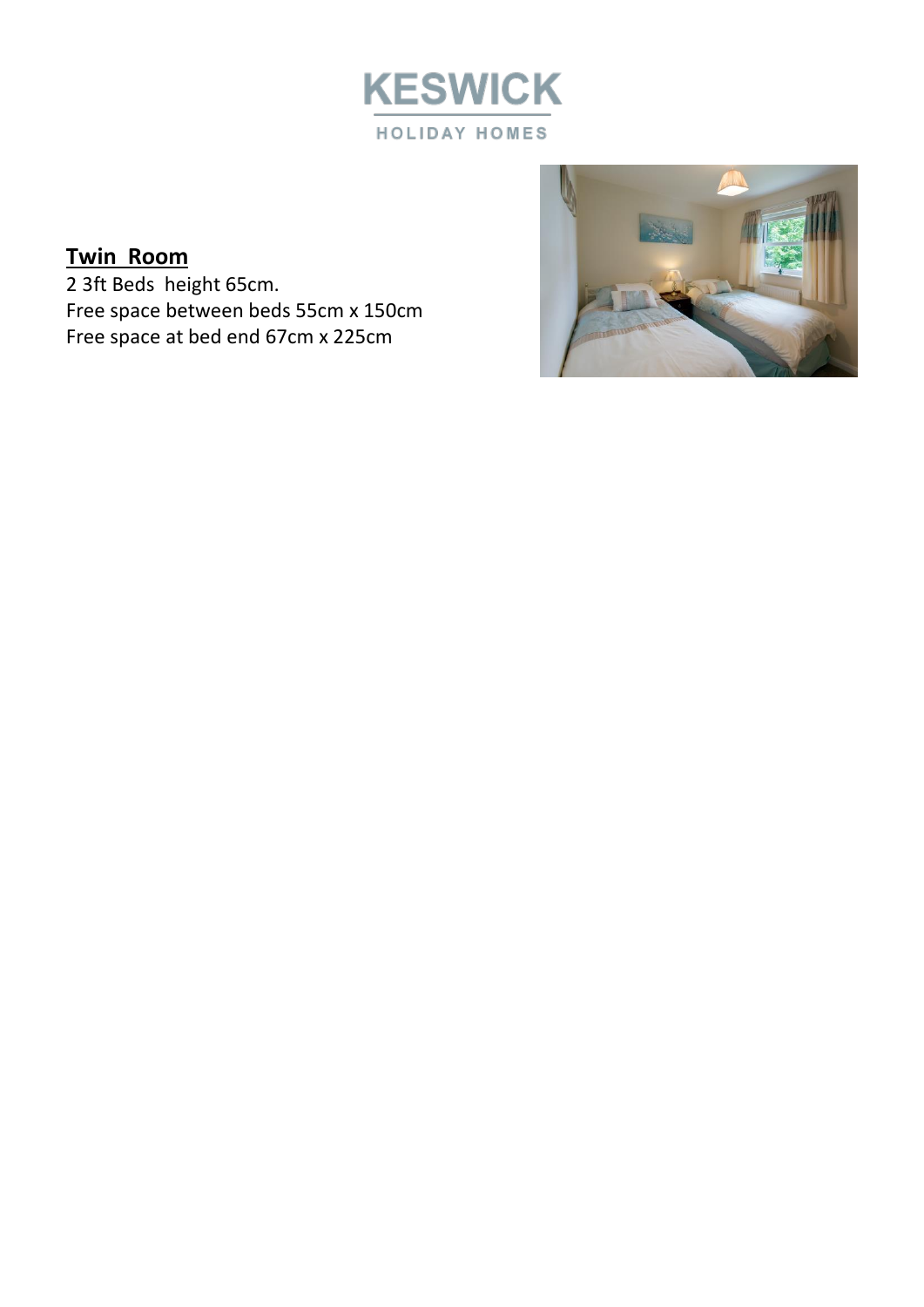# KESWICK
HOLIDAY HOMES

**Twin Room**

2 3ft Beds height 65cm.
Free space between beds 55cm x 150cm
Free space at bed end 67cm x 225cm